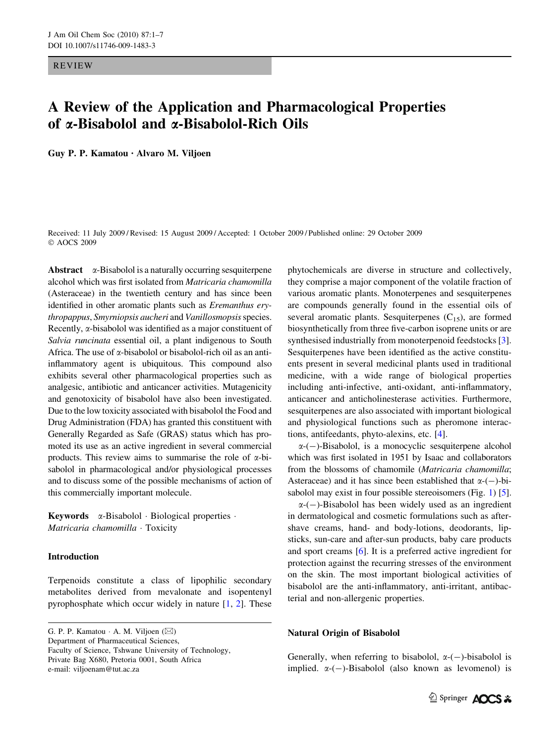REVIEW

# A Review of the Application and Pharmacological Properties of α-Bisabolol and α-Bisabolol-Rich Oils

**Guy P. P. Kamatou · Alvaro M. Viljoen**

Received: 11 July 2009 / Revised: 15 August 2009 / Accepted: 1 October 2009 / Published online: 29 October 2009
© AOCS 2009

**Abstract** α-Bisabolol is a naturally occurring sesquiterpene alcohol which was first isolated from *Matricaria chamomilla* (Asteraceae) in the twentieth century and has since been identified in other aromatic plants such as *Eremanthus erythropappus*, *Smyrniopsis aucheri* and *Vanillosmopsis* species. Recently, α-bisabolol was identified as a major constituent of *Salvia runcinata* essential oil, a plant indigenous to South Africa. The use of α-bisabolol or bisabolol-rich oil as an anti-inflammatory agent is ubiquitous. This compound also exhibits several other pharmacological properties such as analgesic, antibiotic and anticancer activities. Mutagenicity and genotoxicity of bisabolol have also been investigated. Due to the low toxicity associated with bisabolol the Food and Drug Administration (FDA) has granted this constituent with Generally Regarded as Safe (GRAS) status which has promoted its use as an active ingredient in several commercial products. This review aims to summarise the role of α-bisabolol in pharmacological and/or physiological processes and to discuss some of the possible mechanisms of action of this commercially important molecule.

**Keywords** α-Bisabolol · Biological properties · *Matricaria chamomilla* · Toxicity

## Introduction

Terpenoids constitute a class of lipophilic secondary metabolites derived from mevalonate and isopentenyl pyrophosphate which occur widely in nature [1, 2]. These phytochemicals are diverse in structure and collectively, they comprise a major component of the volatile fraction of various aromatic plants. Monoterpenes and sesquiterpenes are compounds generally found in the essential oils of several aromatic plants. Sesquiterpenes ($C_{15}$), are formed biosynthetically from three five-carbon isoprene units or are synthesised industrially from monoterpenoid feedstocks [3]. Sesquiterpenes have been identified as the active constituents present in several medicinal plants used in traditional medicine, with a wide range of biological properties including anti-infective, anti-oxidant, anti-inflammatory, anticancer and anticholinesterase activities. Furthermore, sesquiterpenes are also associated with important biological and physiological functions such as pheromone interactions, antifeedants, phyto-alexins, etc. [4].

α-(−)-Bisabolol, is a monocyclic sesquiterpene alcohol which was first isolated in 1951 by Isaac and collaborators from the blossoms of chamomile (*Matricaria chamomilla*; Asteraceae) and it has since been established that α-(−)-bisabolol may exist in four possible stereoisomers (Fig. 1) [5].

α-(−)-Bisabolol has been widely used as an ingredient in dermatological and cosmetic formulations such as after-shave creams, hand- and body-lotions, deodorants, lipsticks, sun-care and after-sun products, baby care products and sport creams [6]. It is a preferred active ingredient for protection against the recurring stresses of the environment on the skin. The most important biological activities of bisabolol are the anti-inflammatory, anti-irritant, antibacterial and non-allergenic properties.

G. P. P. Kamatou · A. M. Viljoen (✉)
Department of Pharmaceutical Sciences,
Faculty of Science, Tshwane University of Technology,
Private Bag X680, Pretoria 0001, South Africa
e-mail: viljoenam@tut.ac.za

## Natural Origin of Bisabolol

Generally, when referring to bisabolol, α-(−)-bisabolol is implied. α-(−)-Bisabolol (also known as levomenol) is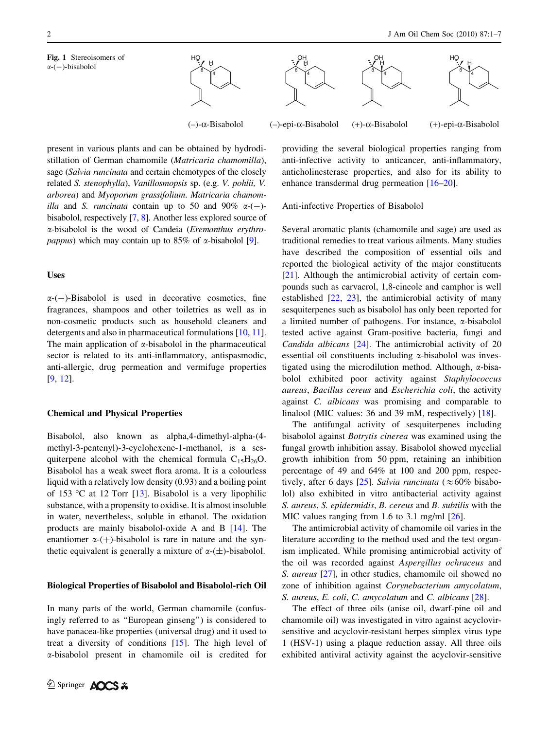**Fig. 1** Stereoisomers of α-(−)-bisabolol

(–)-α-Bisabolol (–)-epi-α-Bisabolol (+)-α-Bisabolol (+)-epi-α-Bisabolol

present in various plants and can be obtained by hydrodistillation of German chamomile (*Matricaria chamomilla*), sage (*Salvia runcinata* and certain chemotypes of the closely related *S. stenophylla*), *Vanillosmopsis* sp. (e.g. *V. pohlii, V. arborea*) and *Myoporum grassifolium*. *Matricaria chamomilla* and *S. runcinata* contain up to 50 and 90% α-(−)-bisabolol, respectively [7, 8]. Another less explored source of α-bisabolol is the wood of Candeia (*Eremanthus erythropappus*) which may contain up to 85% of α-bisabolol [9].

## Uses

α-(−)-Bisabolol is used in decorative cosmetics, fine fragrances, shampoos and other toiletries as well as in non-cosmetic products such as household cleaners and detergents and also in pharmaceutical formulations [10, 11]. The main application of α-bisabolol in the pharmaceutical sector is related to its anti-inflammatory, antispasmodic, anti-allergic, drug permeation and vermifuge properties [9, 12].

## Chemical and Physical Properties

Bisabolol, also known as alpha,4-dimethyl-alpha-(4-methyl-3-pentenyl)-3-cyclohexene-1-methanol, is a sesquiterpene alcohol with the chemical formula $C_{15}H_{26}O$. Bisabolol has a weak sweet flora aroma. It is a colourless liquid with a relatively low density (0.93) and a boiling point of 153 °C at 12 Torr [13]. Bisabolol is a very lipophilic substance, with a propensity to oxidise. It is almost insoluble in water, nevertheless, soluble in ethanol. The oxidation products are mainly bisabolol-oxide A and B [14]. The enantiomer α-(+)-bisabolol is rare in nature and the synthetic equivalent is generally a mixture of α-(±)-bisabolol.

## Biological Properties of Bisabolol and Bisabolol-rich Oil

In many parts of the world, German chamomile (confusingly referred to as "European ginseng") is considered to have panacea-like properties (universal drug) and it used to treat a diversity of conditions [15]. The high level of α-bisabolol present in chamomile oil is credited for providing the several biological properties ranging from anti-infective activity to anticancer, anti-inflammatory, anticholinesterase properties, and also for its ability to enhance transdermal drug permeation [16–20].

### Anti-infective Properties of Bisabolol

Several aromatic plants (chamomile and sage) are used as traditional remedies to treat various ailments. Many studies have described the composition of essential oils and reported the biological activity of the major constituents [21]. Although the antimicrobial activity of certain compounds such as carvacrol, 1,8-cineole and camphor is well established [22, 23], the antimicrobial activity of many sesquiterpenes such as bisabolol has only been reported for a limited number of pathogens. For instance, α-bisabolol tested active against Gram-positive bacteria, fungi and *Candida albicans* [24]. The antimicrobial activity of 20 essential oil constituents including α-bisabolol was investigated using the microdilution method. Although, α-bisabolol exhibited poor activity against *Staphylococcus aureus*, *Bacillus cereus* and *Escherichia coli*, the activity against *C. albicans* was promising and comparable to linalool (MIC values: 36 and 39 mM, respectively) [18].

The antifungal activity of sesquiterpenes including bisabolol against *Botrytis cinerea* was examined using the fungal growth inhibition assay. Bisabolol showed mycelial growth inhibition from 50 ppm, retaining an inhibition percentage of 49 and 64% at 100 and 200 ppm, respectively, after 6 days [25]. *Salvia runcinata* (≈60% bisabolol) also exhibited in vitro antibacterial activity against *S. aureus*, *S. epidermidis*, *B. cereus* and *B. subtilis* with the MIC values ranging from 1.6 to 3.1 mg/ml [26].

The antimicrobial activity of chamomile oil varies in the literature according to the method used and the test organism implicated. While promising antimicrobial activity of the oil was recorded against *Aspergillus ochraceus* and *S. aureus* [27], in other studies, chamomile oil showed no zone of inhibition against *Corynebacterium amycolatum*, *S. aureus*, *E. coli*, *C. amycolatum* and *C. albicans* [28].

The effect of three oils (anise oil, dwarf-pine oil and chamomile oil) was investigated in vitro against acyclovir-sensitive and acyclovir-resistant herpes simplex virus type 1 (HSV-1) using a plaque reduction assay. All three oils exhibited antiviral activity against the acyclovir-sensitive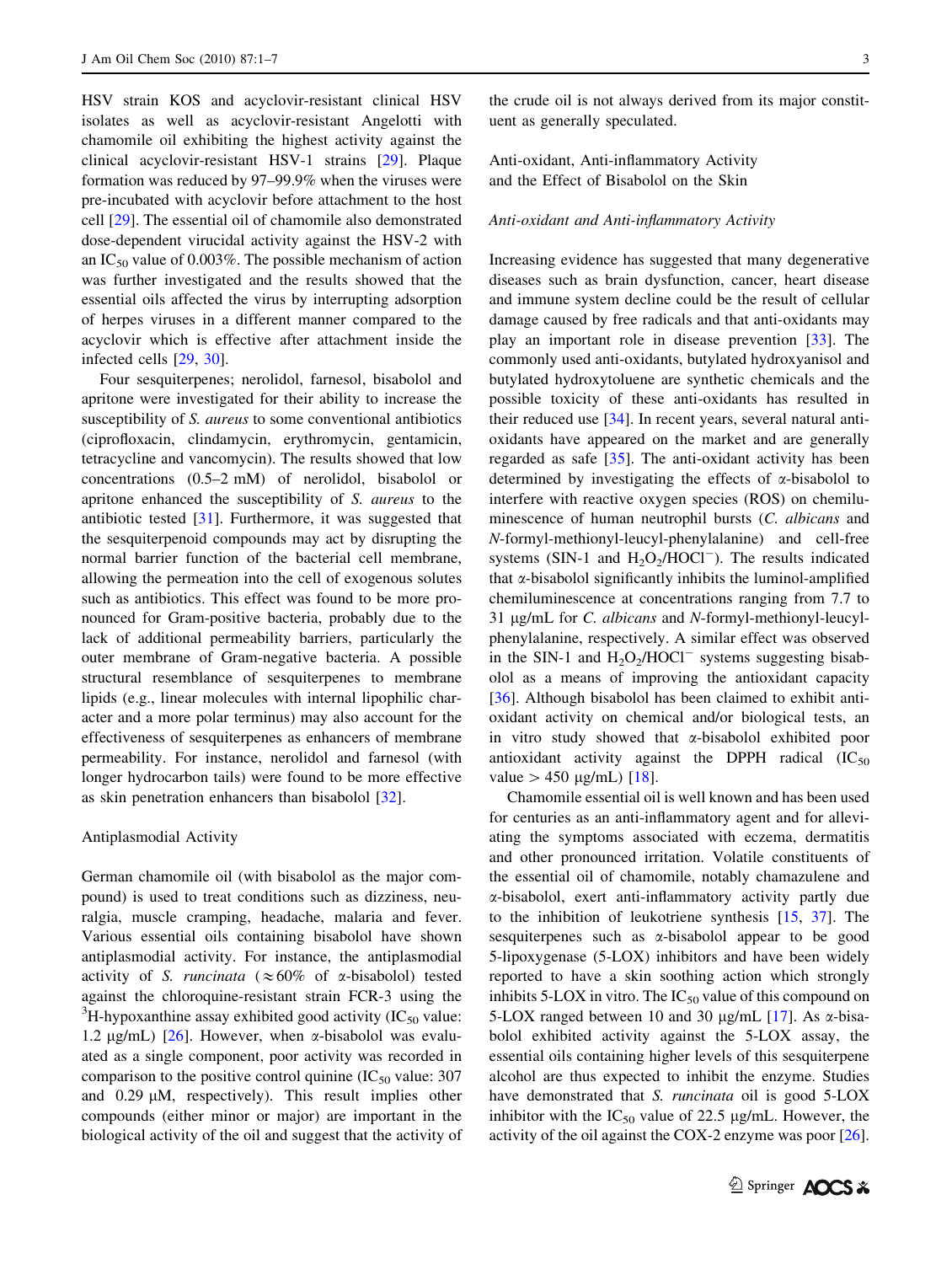HSV strain KOS and acyclovir-resistant clinical HSV isolates as well as acyclovir-resistant Angelotti with chamomile oil exhibiting the highest activity against the clinical acyclovir-resistant HSV-1 strains [29]. Plaque formation was reduced by 97–99.9% when the viruses were pre-incubated with acyclovir before attachment to the host cell [29]. The essential oil of chamomile also demonstrated dose-dependent virucidal activity against the HSV-2 with an $IC_{50}$ value of 0.003%. The possible mechanism of action was further investigated and the results showed that the essential oils affected the virus by interrupting adsorption of herpes viruses in a different manner compared to the acyclovir which is effective after attachment inside the infected cells [29, 30].

Four sesquiterpenes; nerolidol, farnesol, bisabolol and apritone were investigated for their ability to increase the susceptibility of *S. aureus* to some conventional antibiotics (ciprofloxacin, clindamycin, erythromycin, gentamicin, tetracycline and vancomycin). The results showed that low concentrations (0.5–2 mM) of nerolidol, bisabolol or apritone enhanced the susceptibility of *S. aureus* to the antibiotic tested [31]. Furthermore, it was suggested that the sesquiterpenoid compounds may act by disrupting the normal barrier function of the bacterial cell membrane, allowing the permeation into the cell of exogenous solutes such as antibiotics. This effect was found to be more pronounced for Gram-positive bacteria, probably due to the lack of additional permeability barriers, particularly the outer membrane of Gram-negative bacteria. A possible structural resemblance of sesquiterpenes to membrane lipids (e.g., linear molecules with internal lipophilic character and a more polar terminus) may also account for the effectiveness of sesquiterpenes as enhancers of membrane permeability. For instance, nerolidol and farnesol (with longer hydrocarbon tails) were found to be more effective as skin penetration enhancers than bisabolol [32].

### Antiplasmodial Activity

German chamomile oil (with bisabolol as the major compound) is used to treat conditions such as dizziness, neuralgia, muscle cramping, headache, malaria and fever. Various essential oils containing bisabolol have shown antiplasmodial activity. For instance, the antiplasmodial activity of *S. runcinata* (≈60% of α-bisabolol) tested against the chloroquine-resistant strain FCR-3 using the $^3$H-hypoxanthine assay exhibited good activity ($IC_{50}$ value: 1.2 μg/mL) [26]. However, when α-bisabolol was evaluated as a single component, poor activity was recorded in comparison to the positive control quinine ($IC_{50}$ value: 307 and 0.29 μM, respectively). This result implies other compounds (either minor or major) are important in the biological activity of the oil and suggest that the activity of the crude oil is not always derived from its major constituent as generally speculated.

### Anti-oxidant, Anti-inflammatory Activity and the Effect of Bisabolol on the Skin

#### *Anti-oxidant and Anti-inflammatory Activity*

Increasing evidence has suggested that many degenerative diseases such as brain dysfunction, cancer, heart disease and immune system decline could be the result of cellular damage caused by free radicals and that anti-oxidants may play an important role in disease prevention [33]. The commonly used anti-oxidants, butylated hydroxyanisol and butylated hydroxytoluene are synthetic chemicals and the possible toxicity of these anti-oxidants has resulted in their reduced use [34]. In recent years, several natural anti-oxidants have appeared on the market and are generally regarded as safe [35]. The anti-oxidant activity has been determined by investigating the effects of α-bisabolol to interfere with reactive oxygen species (ROS) on chemiluminescence of human neutrophil bursts (*C. albicans* and *N*-formyl-methionyl-leucyl-phenylalanine) and cell-free systems (SIN-1 and $H_2O_2/HOCl^-$). The results indicated that α-bisabolol significantly inhibits the luminol-amplified chemiluminescence at concentrations ranging from 7.7 to 31 μg/mL for *C. albicans* and *N*-formyl-methionyl-leucyl-phenylalanine, respectively. A similar effect was observed in the SIN-1 and $H_2O_2/HOCl^-$ systems suggesting bisabolol as a means of improving the antioxidant capacity [36]. Although bisabolol has been claimed to exhibit anti-oxidant activity on chemical and/or biological tests, an in vitro study showed that α-bisabolol exhibited poor antioxidant activity against the DPPH radical ($IC_{50}$ value > 450 μg/mL) [18].

Chamomile essential oil is well known and has been used for centuries as an anti-inflammatory agent and for alleviating the symptoms associated with eczema, dermatitis and other pronounced irritation. Volatile constituents of the essential oil of chamomile, notably chamazulene and α-bisabolol, exert anti-inflammatory activity partly due to the inhibition of leukotriene synthesis [15, 37]. The sesquiterpenes such as α-bisabolol appear to be good 5-lipoxygenase (5-LOX) inhibitors and have been widely reported to have a skin soothing action which strongly inhibits 5-LOX in vitro. The $IC_{50}$ value of this compound on 5-LOX ranged between 10 and 30 μg/mL [17]. As α-bisabolol exhibited activity against the 5-LOX assay, the essential oils containing higher levels of this sesquiterpene alcohol are thus expected to inhibit the enzyme. Studies have demonstrated that *S. runcinata* oil is good 5-LOX inhibitor with the $IC_{50}$ value of 22.5 μg/mL. However, the activity of the oil against the COX-2 enzyme was poor [26].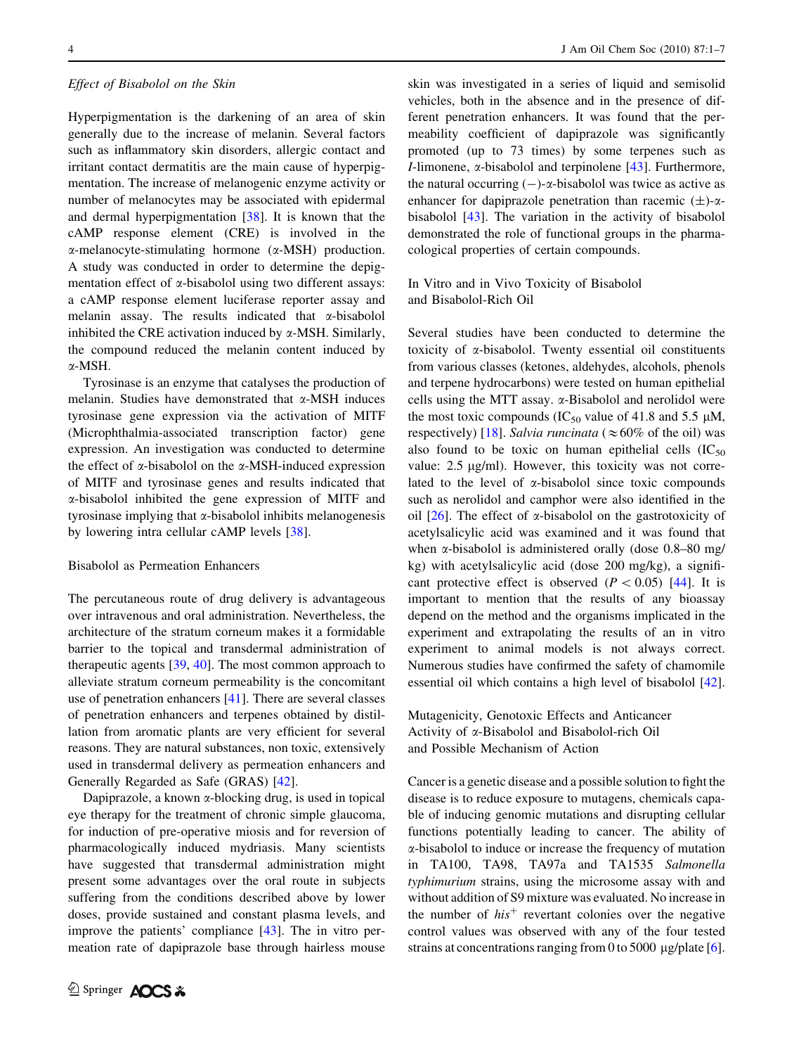### *Effect of Bisabolol on the Skin*

Hyperpigmentation is the darkening of an area of skin generally due to the increase of melanin. Several factors such as inflammatory skin disorders, allergic contact and irritant contact dermatitis are the main cause of hyperpigmentation. The increase of melanogenic enzyme activity or number of melanocytes may be associated with epidermal and dermal hyperpigmentation [38]. It is known that the cAMP response element (CRE) is involved in the α-melanocyte-stimulating hormone (α-MSH) production. A study was conducted in order to determine the depigmentation effect of α-bisabolol using two different assays: a cAMP response element luciferase reporter assay and melanin assay. The results indicated that α-bisabolol inhibited the CRE activation induced by α-MSH. Similarly, the compound reduced the melanin content induced by α-MSH.

Tyrosinase is an enzyme that catalyses the production of melanin. Studies have demonstrated that α-MSH induces tyrosinase gene expression via the activation of MITF (Microphthalmia-associated transcription factor) gene expression. An investigation was conducted to determine the effect of α-bisabolol on the α-MSH-induced expression of MITF and tyrosinase genes and results indicated that α-bisabolol inhibited the gene expression of MITF and tyrosinase implying that α-bisabolol inhibits melanogenesis by lowering intra cellular cAMP levels [38].

### Bisabolol as Permeation Enhancers

The percutaneous route of drug delivery is advantageous over intravenous and oral administration. Nevertheless, the architecture of the stratum corneum makes it a formidable barrier to the topical and transdermal administration of therapeutic agents [39, 40]. The most common approach to alleviate stratum corneum permeability is the concomitant use of penetration enhancers [41]. There are several classes of penetration enhancers and terpenes obtained by distillation from aromatic plants are very efficient for several reasons. They are natural substances, non toxic, extensively used in transdermal delivery as permeation enhancers and Generally Regarded as Safe (GRAS) [42].

Dapiprazole, a known α-blocking drug, is used in topical eye therapy for the treatment of chronic simple glaucoma, for induction of pre-operative miosis and for reversion of pharmacologically induced mydriasis. Many scientists have suggested that transdermal administration might present some advantages over the oral route in subjects suffering from the conditions described above by lower doses, provide sustained and constant plasma levels, and improve the patients' compliance [43]. The in vitro permeation rate of dapiprazole base through hairless mouse skin was investigated in a series of liquid and semisolid vehicles, both in the absence and in the presence of different penetration enhancers. It was found that the permeability coefficient of dapiprazole was significantly promoted (up to 73 times) by some terpenes such as *l*-limonene, α-bisabolol and terpinolene [43]. Furthermore, the natural occurring (−)-α-bisabolol was twice as active as enhancer for dapiprazole penetration than racemic (±)-α-bisabolol [43]. The variation in the activity of bisabolol demonstrated the role of functional groups in the pharmacological properties of certain compounds.

### In Vitro and in Vivo Toxicity of Bisabolol and Bisabolol-Rich Oil

Several studies have been conducted to determine the toxicity of α-bisabolol. Twenty essential oil constituents from various classes (ketones, aldehydes, alcohols, phenols and terpene hydrocarbons) were tested on human epithelial cells using the MTT assay. α-Bisabolol and nerolidol were the most toxic compounds ($IC_{50}$ value of 41.8 and 5.5 μM, respectively) [18]. *Salvia runcinata* (≈60% of the oil) was also found to be toxic on human epithelial cells ($IC_{50}$ value: 2.5 μg/ml). However, this toxicity was not correlated to the level of α-bisabolol since toxic compounds such as nerolidol and camphor were also identified in the oil [26]. The effect of α-bisabolol on the gastrotoxicity of acetylsalicylic acid was examined and it was found that when α-bisabolol is administered orally (dose 0.8–80 mg/kg) with acetylsalicylic acid (dose 200 mg/kg), a significant protective effect is observed ($P < 0.05$) [44]. It is important to mention that the results of any bioassay depend on the method and the organisms implicated in the experiment and extrapolating the results of an in vitro experiment to animal models is not always correct. Numerous studies have confirmed the safety of chamomile essential oil which contains a high level of bisabolol [42].

### Mutagenicity, Genotoxic Effects and Anticancer Activity of α-Bisabolol and Bisabolol-rich Oil and Possible Mechanism of Action

Cancer is a genetic disease and a possible solution to fight the disease is to reduce exposure to mutagens, chemicals capable of inducing genomic mutations and disrupting cellular functions potentially leading to cancer. The ability of α-bisabolol to induce or increase the frequency of mutation in TA100, TA98, TA97a and TA1535 *Salmonella typhimurium* strains, using the microsome assay with and without addition of S9 mixture was evaluated. No increase in the number of $his^{+}$ revertant colonies over the negative control values was observed with any of the four tested strains at concentrations ranging from 0 to 5000 μg/plate [6].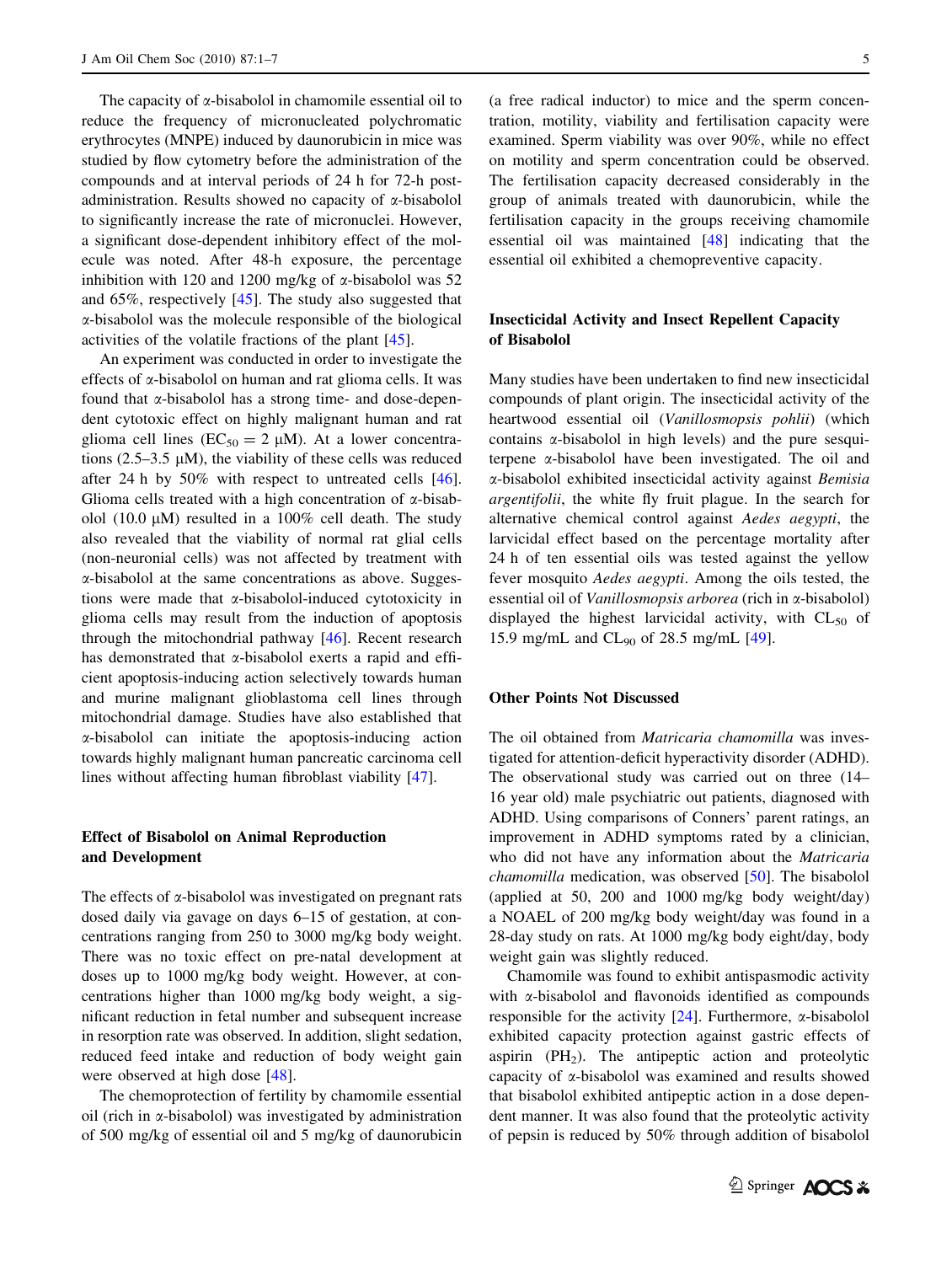The capacity of α-bisabolol in chamomile essential oil to reduce the frequency of micronucleated polychromatic erythrocytes (MNPE) induced by daunorubicin in mice was studied by flow cytometry before the administration of the compounds and at interval periods of 24 h for 72-h post-administration. Results showed no capacity of α-bisabolol to significantly increase the rate of micronuclei. However, a significant dose-dependent inhibitory effect of the molecule was noted. After 48-h exposure, the percentage inhibition with 120 and 1200 mg/kg of α-bisabolol was 52 and 65%, respectively [45]. The study also suggested that α-bisabolol was the molecule responsible of the biological activities of the volatile fractions of the plant [45].

An experiment was conducted in order to investigate the effects of α-bisabolol on human and rat glioma cells. It was found that α-bisabolol has a strong time- and dose-dependent cytotoxic effect on highly malignant human and rat glioma cell lines ($EC_{50} = 2$ μM). At a lower concentrations (2.5–3.5 μM), the viability of these cells was reduced after 24 h by 50% with respect to untreated cells [46]. Glioma cells treated with a high concentration of α-bisabolol (10.0 μM) resulted in a 100% cell death. The study also revealed that the viability of normal rat glial cells (non-neuronial cells) was not affected by treatment with α-bisabolol at the same concentrations as above. Suggestions were made that α-bisabolol-induced cytotoxicity in glioma cells may result from the induction of apoptosis through the mitochondrial pathway [46]. Recent research has demonstrated that α-bisabolol exerts a rapid and efficient apoptosis-inducing action selectively towards human and murine malignant glioblastoma cell lines through mitochondrial damage. Studies have also established that α-bisabolol can initiate the apoptosis-inducing action towards highly malignant human pancreatic carcinoma cell lines without affecting human fibroblast viability [47].

## Effect of Bisabolol on Animal Reproduction and Development

The effects of α-bisabolol was investigated on pregnant rats dosed daily via gavage on days 6–15 of gestation, at concentrations ranging from 250 to 3000 mg/kg body weight. There was no toxic effect on pre-natal development at doses up to 1000 mg/kg body weight. However, at concentrations higher than 1000 mg/kg body weight, a significant reduction in fetal number and subsequent increase in resorption rate was observed. In addition, slight sedation, reduced feed intake and reduction of body weight gain were observed at high dose [48].

The chemoprotection of fertility by chamomile essential oil (rich in α-bisabolol) was investigated by administration of 500 mg/kg of essential oil and 5 mg/kg of daunorubicin (a free radical inductor) to mice and the sperm concentration, motility, viability and fertilisation capacity were examined. Sperm viability was over 90%, while no effect on motility and sperm concentration could be observed. The fertilisation capacity decreased considerably in the group of animals treated with daunorubicin, while the fertilisation capacity in the groups receiving chamomile essential oil was maintained [48] indicating that the essential oil exhibited a chemopreventive capacity.

## Insecticidal Activity and Insect Repellent Capacity of Bisabolol

Many studies have been undertaken to find new insecticidal compounds of plant origin. The insecticidal activity of the heartwood essential oil (*Vanillosmopsis pohlii*) (which contains α-bisabolol in high levels) and the pure sesquiterpene α-bisabolol have been investigated. The oil and α-bisabolol exhibited insecticidal activity against *Bemisia argentifolii*, the white fly fruit plague. In the search for alternative chemical control against *Aedes aegypti*, the larvicidal effect based on the percentage mortality after 24 h of ten essential oils was tested against the yellow fever mosquito *Aedes aegypti*. Among the oils tested, the essential oil of *Vanillosmopsis arborea* (rich in α-bisabolol) displayed the highest larvicidal activity, with $CL_{50}$ of 15.9 mg/mL and $CL_{90}$ of 28.5 mg/mL [49].

## Other Points Not Discussed

The oil obtained from *Matricaria chamomilla* was investigated for attention-deficit hyperactivity disorder (ADHD). The observational study was carried out on three (14–16 year old) male psychiatric out patients, diagnosed with ADHD. Using comparisons of Conners' parent ratings, an improvement in ADHD symptoms rated by a clinician, who did not have any information about the *Matricaria chamomilla* medication, was observed [50]. The bisabolol (applied at 50, 200 and 1000 mg/kg body weight/day) a NOAEL of 200 mg/kg body weight/day was found in a 28-day study on rats. At 1000 mg/kg body eight/day, body weight gain was slightly reduced.

Chamomile was found to exhibit antispasmodic activity with α-bisabolol and flavonoids identified as compounds responsible for the activity [24]. Furthermore, α-bisabolol exhibited capacity protection against gastric effects of aspirin ($PH_2$). The antipeptic action and proteolytic capacity of α-bisabolol was examined and results showed that bisabolol exhibited antipeptic action in a dose dependent manner. It was also found that the proteolytic activity of pepsin is reduced by 50% through addition of bisabolol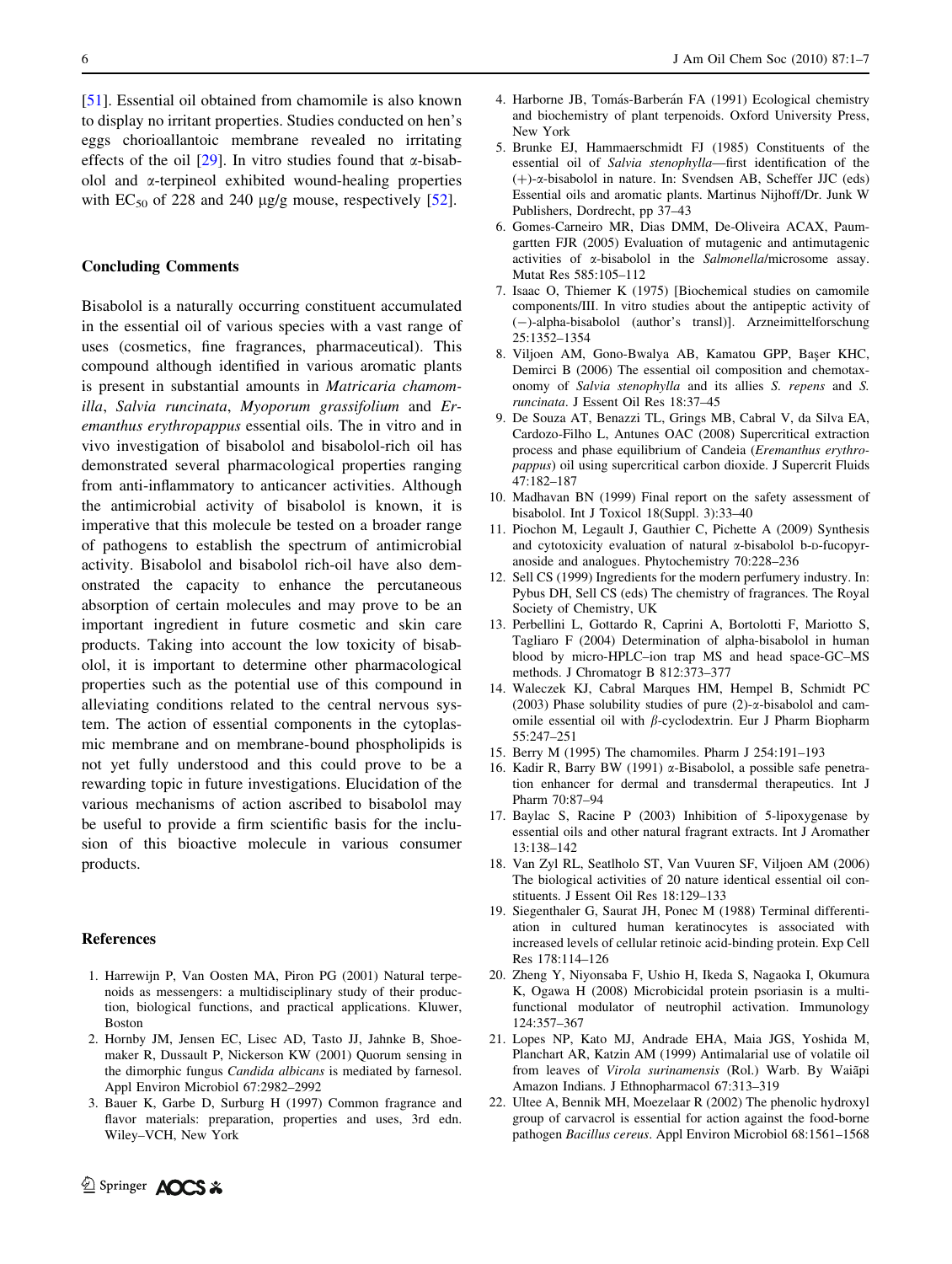[51]. Essential oil obtained from chamomile is also known to display no irritant properties. Studies conducted on hen's eggs chorioallantoic membrane revealed no irritating effects of the oil [29]. In vitro studies found that α-bisabolol and α-terpineol exhibited wound-healing properties with $EC_{50}$ of 228 and 240 μg/g mouse, respectively [52].

### Concluding Comments

Bisabolol is a naturally occurring constituent accumulated in the essential oil of various species with a vast range of uses (cosmetics, fine fragrances, pharmaceutical). This compound although identified in various aromatic plants is present in substantial amounts in *Matricaria chamomilla*, *Salvia runcinata*, *Myoporum grassifolium* and *Eremanthus erythropappus* essential oils. The in vitro and in vivo investigation of bisabolol and bisabolol-rich oil has demonstrated several pharmacological properties ranging from anti-inflammatory to anticancer activities. Although the antimicrobial activity of bisabolol is known, it is imperative that this molecule be tested on a broader range of pathogens to establish the spectrum of antimicrobial activity. Bisabolol and bisabolol rich-oil have also demonstrated the capacity to enhance the percutaneous absorption of certain molecules and may prove to be an important ingredient in future cosmetic and skin care products. Taking into account the low toxicity of bisabolol, it is important to determine other pharmacological properties such as the potential use of this compound in alleviating conditions related to the central nervous system. The action of essential components in the cytoplasmic membrane and on membrane-bound phospholipids is not yet fully understood and this could prove to be a rewarding topic in future investigations. Elucidation of the various mechanisms of action ascribed to bisabolol may be useful to provide a firm scientific basis for the inclusion of this bioactive molecule in various consumer products.

### References

1. Harrewijn P, Van Oosten MA, Piron PG (2001) Natural terpenoids as messengers: a multidisciplinary study of their production, biological functions, and practical applications. Kluwer, Boston
2. Hornby JM, Jensen EC, Lisec AD, Tasto JJ, Jahnke B, Shoemaker R, Dussault P, Nickerson KW (2001) Quorum sensing in the dimorphic fungus *Candida albicans* is mediated by farnesol. Appl Environ Microbiol 67:2982–2992
3. Bauer K, Garbe D, Surburg H (1997) Common fragrance and flavor materials: preparation, properties and uses, 3rd edn. Wiley–VCH, New York
4. Harborne JB, Tomás-Barberán FA (1991) Ecological chemistry and biochemistry of plant terpenoids. Oxford University Press, New York
5. Brunke EJ, Hammaerschmidt FJ (1985) Constituents of the essential oil of *Salvia stenophylla*—first identification of the (+)-α-bisabolol in nature. In: Svendsen AB, Scheffer JJC (eds) Essential oils and aromatic plants. Martinus Nijhoff/Dr. Junk W Publishers, Dordrecht, pp 37–43
6. Gomes-Carneiro MR, Dias DMM, De-Oliveira ACAX, Paumgartten FJR (2005) Evaluation of mutagenic and antimutagenic activities of α-bisabolol in the *Salmonella*/microsome assay. Mutat Res 585:105–112
7. Isaac O, Thiemer K (1975) [Biochemical studies on camomile components/III. In vitro studies about the antipeptic activity of (−)-alpha-bisabolol (author's transl)]. Arzneimittelforschung 25:1352–1354
8. Viljoen AM, Gono-Bwalya AB, Kamatou GPP, Başer KHC, Demirci B (2006) The essential oil composition and chemotaxonomy of *Salvia stenophylla* and its allies *S. repens* and *S. runcinata*. J Essent Oil Res 18:37–45
9. De Souza AT, Benazzi TL, Grings MB, Cabral V, da Silva EA, Cardozo-Filho L, Antunes OAC (2008) Supercritical extraction process and phase equilibrium of Candeia (*Eremanthus erythropappus*) oil using supercritical carbon dioxide. J Supercrit Fluids 47:182–187
10. Madhavan BN (1999) Final report on the safety assessment of bisabolol. Int J Toxicol 18(Suppl. 3):33–40
11. Piochon M, Legault J, Gauthier C, Pichette A (2009) Synthesis and cytotoxicity evaluation of natural α-bisabolol b-D-fucopyranoside and analogues. Phytochemistry 70:228–236
12. Sell CS (1999) Ingredients for the modern perfumery industry. In: Pybus DH, Sell CS (eds) The chemistry of fragrances. The Royal Society of Chemistry, UK
13. Perbellini L, Gottardo R, Caprini A, Bortolotti F, Mariotto S, Tagliaro F (2004) Determination of alpha-bisabolol in human blood by micro-HPLC–ion trap MS and head space-GC–MS methods. J Chromatogr B 812:373–377
14. Waleczek KJ, Cabral Marques HM, Hempel B, Schmidt PC (2003) Phase solubility studies of pure (2)-α-bisabolol and camomile essential oil with β-cyclodextrin. Eur J Pharm Biopharm 55:247–251
15. Berry M (1995) The chamomiles. Pharm J 254:191–193
16. Kadir R, Barry BW (1991) α-Bisabolol, a possible safe penetration enhancer for dermal and transdermal therapeutics. Int J Pharm 70:87–94
17. Baylac S, Racine P (2003) Inhibition of 5-lipoxygenase by essential oils and other natural fragrant extracts. Int J Aromather 13:138–142
18. Van Zyl RL, Seatlholo ST, Van Vuuren SF, Viljoen AM (2006) The biological activities of 20 nature identical essential oil constituents. J Essent Oil Res 18:129–133
19. Siegenthaler G, Saurat JH, Ponec M (1988) Terminal differentiation in cultured human keratinocytes is associated with increased levels of cellular retinoic acid-binding protein. Exp Cell Res 178:114–126
20. Zheng Y, Niyonsaba F, Ushio H, Ikeda S, Nagaoka I, Okumura K, Ogawa H (2008) Microbicidal protein psoriasin is a multifunctional modulator of neutrophil activation. Immunology 124:357–367
21. Lopes NP, Kato MJ, Andrade EHA, Maia JGS, Yoshida M, Planchart AR, Katzin AM (1999) Antimalarial use of volatile oil from leaves of *Virola surinamensis* (Rol.) Warb. By Waiãpi Amazon Indians. J Ethnopharmacol 67:313–319
22. Ultee A, Bennik MH, Moezelaar R (2002) The phenolic hydroxyl group of carvacrol is essential for action against the food-borne pathogen *Bacillus cereus*. Appl Environ Microbiol 68:1561–1568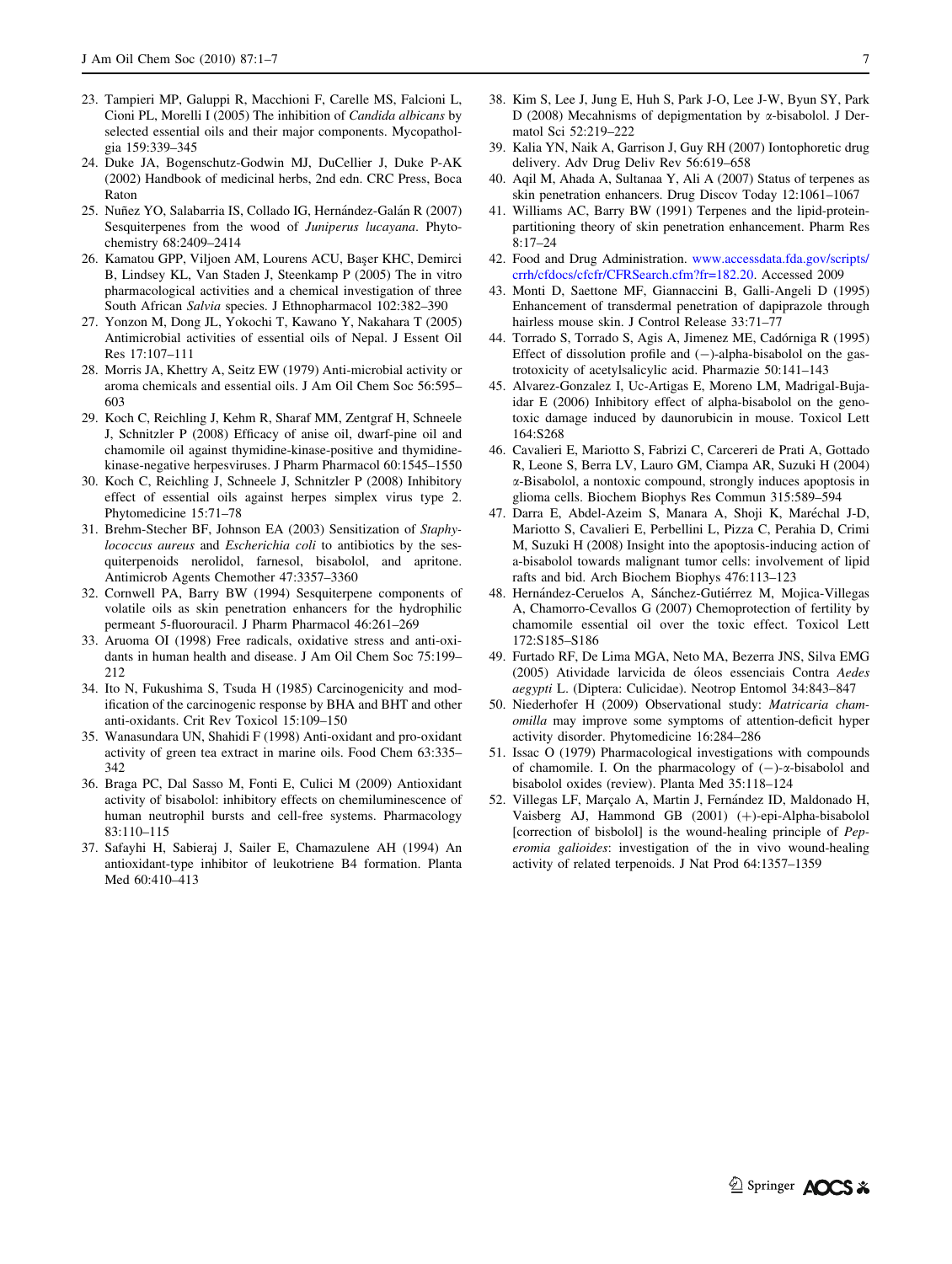23. Tampieri MP, Galuppi R, Macchioni F, Carelle MS, Falcioni L, Cioni PL, Morelli I (2005) The inhibition of *Candida albicans* by selected essential oils and their major components. Mycopathologia 159:339–345
24. Duke JA, Bogenschutz-Godwin MJ, DuCellier J, Duke P-AK (2002) Handbook of medicinal herbs, 2nd edn. CRC Press, Boca Raton
25. Nuñez YO, Salabarria IS, Collado IG, Hernández-Galán R (2007) Sesquiterpenes from the wood of *Juniperus lucayana*. Phytochemistry 68:2409–2414
26. Kamatou GPP, Viljoen AM, Lourens ACU, Başer KHC, Demirci B, Lindsey KL, Van Staden J, Steenkamp P (2005) The in vitro pharmacological activities and a chemical investigation of three South African *Salvia* species. J Ethnopharmacol 102:382–390
27. Yonzon M, Dong JL, Yokochi T, Kawano Y, Nakahara T (2005) Antimicrobial activities of essential oils of Nepal. J Essent Oil Res 17:107–111
28. Morris JA, Khettry A, Seitz EW (1979) Anti-microbial activity or aroma chemicals and essential oils. J Am Oil Chem Soc 56:595–603
29. Koch C, Reichling J, Kehm R, Sharaf MM, Zentgraf H, Schneele J, Schnitzler P (2008) Efficacy of anise oil, dwarf-pine oil and chamomile oil against thymidine-kinase-positive and thymidine-kinase-negative herpesviruses. J Pharm Pharmacol 60:1545–1550
30. Koch C, Reichling J, Schneele J, Schnitzler P (2008) Inhibitory effect of essential oils against herpes simplex virus type 2. Phytomedicine 15:71–78
31. Brehm-Stecher BF, Johnson EA (2003) Sensitization of *Staphylococcus aureus* and *Escherichia coli* to antibiotics by the sesquiterpenoids nerolidol, farnesol, bisabolol, and apritone. Antimicrob Agents Chemother 47:3357–3360
32. Cornwell PA, Barry BW (1994) Sesquiterpene components of volatile oils as skin penetration enhancers for the hydrophilic permeant 5-fluorouracil. J Pharm Pharmacol 46:261–269
33. Aruoma OI (1998) Free radicals, oxidative stress and anti-oxidants in human health and disease. J Am Oil Chem Soc 75:199–212
34. Ito N, Fukushima S, Tsuda H (1985) Carcinogenicity and modification of the carcinogenic response by BHA and BHT and other anti-oxidants. Crit Rev Toxicol 15:109–150
35. Wanasundara UN, Shahidi F (1998) Anti-oxidant and pro-oxidant activity of green tea extract in marine oils. Food Chem 63:335–342
36. Braga PC, Dal Sasso M, Fonti E, Culici M (2009) Antioxidant activity of bisabolol: inhibitory effects on chemiluminescence of human neutrophil bursts and cell-free systems. Pharmacology 83:110–115
37. Safayhi H, Sabieraj J, Sailer E, Chamazulene AH (1994) An antioxidant-type inhibitor of leukotriene B4 formation. Planta Med 60:410–413
38. Kim S, Lee J, Jung E, Huh S, Park J-O, Lee J-W, Byun SY, Park D (2008) Mecahnisms of depigmentation by α-bisabolol. J Dermatol Sci 52:219–222
39. Kalia YN, Naik A, Garrison J, Guy RH (2007) Iontophoretic drug delivery. Adv Drug Deliv Rev 56:619–658
40. Aqil M, Ahada A, Sultanaa Y, Ali A (2007) Status of terpenes as skin penetration enhancers. Drug Discov Today 12:1061–1067
41. Williams AC, Barry BW (1991) Terpenes and the lipid-protein-partitioning theory of skin penetration enhancement. Pharm Res 8:17–24
42. Food and Drug Administration. www.accessdata.fda.gov/scripts/crrh/cfdocs/cfcfr/CFRSearch.cfm?fr=182.20. Accessed 2009
43. Monti D, Saettone MF, Giannaccini B, Galli-Angeli D (1995) Enhancement of transdermal penetration of dapiprazole through hairless mouse skin. J Control Release 33:71–77
44. Torrado S, Torrado S, Agis A, Jimenez ME, Cadórniga R (1995) Effect of dissolution profile and (−)-alpha-bisabolol on the gastrotoxicity of acetylsalicylic acid. Pharmazie 50:141–143
45. Alvarez-Gonzalez I, Uc-Artigas E, Moreno LM, Madrigal-Bujaidar E (2006) Inhibitory effect of alpha-bisabolol on the genotoxic damage induced by daunorubicin in mouse. Toxicol Lett 164:S268
46. Cavalieri E, Mariotto S, Fabrizi C, Carcereri de Prati A, Gottado R, Leone S, Berra LV, Lauro GM, Ciampa AR, Suzuki H (2004) α-Bisabolol, a nontoxic compound, strongly induces apoptosis in glioma cells. Biochem Biophys Res Commun 315:589–594
47. Darra E, Abdel-Azeim S, Manara A, Shoji K, Maréchal J-D, Mariotto S, Cavalieri E, Perbellini L, Pizza C, Perahia D, Crimi M, Suzuki H (2008) Insight into the apoptosis-inducing action of a-bisabolol towards malignant tumor cells: involvement of lipid rafts and bid. Arch Biochem Biophys 476:113–123
48. Hernández-Ceruelos A, Sánchez-Gutiérrez M, Mojica-Villegas A, Chamorro-Cevallos G (2007) Chemoprotection of fertility by chamomile essential oil over the toxic effect. Toxicol Lett 172:S185–S186
49. Furtado RF, De Lima MGA, Neto MA, Bezerra JNS, Silva EMG (2005) Atividade larvicida de óleos essenciais Contra *Aedes aegypti* L. (Diptera: Culicidae). Neotrop Entomol 34:843–847
50. Niederhofer H (2009) Observational study: *Matricaria chamomilla* may improve some symptoms of attention-deficit hyper activity disorder. Phytomedicine 16:284–286
51. Issac O (1979) Pharmacological investigations with compounds of chamomile. I. On the pharmacology of (−)-α-bisabolol and bisabolol oxides (review). Planta Med 35:118–124
52. Villegas LF, Marçalo A, Martin J, Fernández ID, Maldonado H, Vaisberg AJ, Hammond GB (2001) (+)-epi-Alpha-bisabolol [correction of bisbolol] is the wound-healing principle of *Peperomia galioides*: investigation of the in vivo wound-healing activity of related terpenoids. J Nat Prod 64:1357–1359